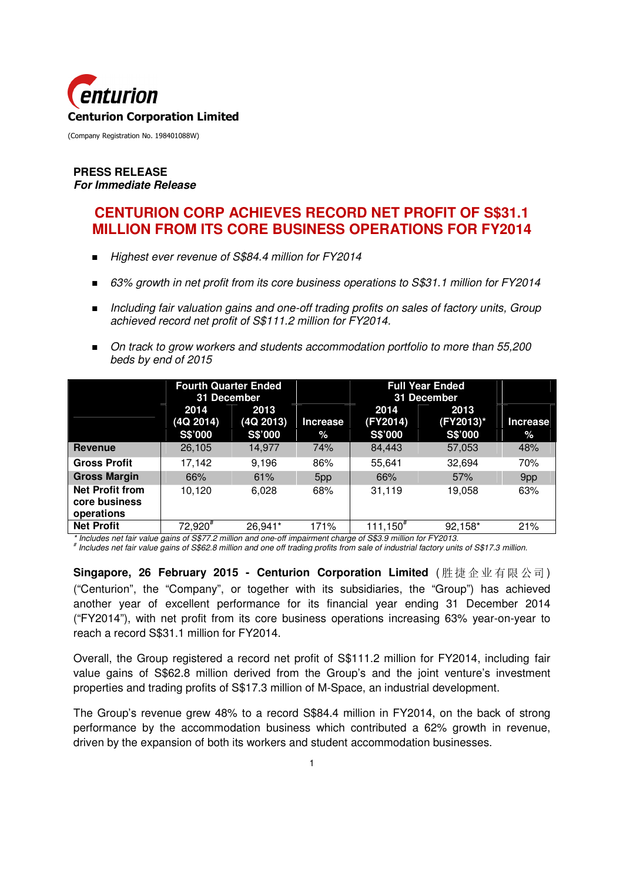Centurion Corporation Limited

(Company Registration No. 198401088W)

**PRESS RELEASE**
***For Immediate Release***

# CENTURION CORP ACHIEVES RECORD NET PROFIT OF S$31.1 MILLION FROM ITS CORE BUSINESS OPERATIONS FOR FY2014

- *Highest ever revenue of S$84.4 million for FY2014*
- *63% growth in net profit from its core business operations to S$31.1 million for FY2014*
- *Including fair valuation gains and one-off trading profits on sales of factory units, Group achieved record net profit of S$111.2 million for FY2014.*
- *On track to grow workers and students accommodation portfolio to more than 55,200 beds by end of 2015*

| | Fourth Quarter Ended 31 December | | | Full Year Ended 31 December | | |
|---|---|---|---|---|---|---|
| | 2014 (4Q 2014) S$'000 | 2013 (4Q 2013) S$'000 | Increase % | 2014 (FY2014) S$'000 | 2013 (FY2013)* S$'000 | Increase % |
| **Revenue** | 26,105 | 14,977 | 74% | 84,443 | 57,053 | 48% |
| **Gross Profit** | 17,142 | 9,196 | 86% | 55,641 | 32,694 | 70% |
| **Gross Margin** | 66% | 61% | 5pp | 66% | 57% | 9pp |
| **Net Profit from core business operations** | 10,120 | 6,028 | 68% | 31,119 | 19,058 | 63% |
| **Net Profit** | 72,920# | 26,941* | 171% | 111,150# | 92,158* | 21% |

*\* Includes net fair value gains of S$77.2 million and one-off impairment charge of S$3.9 million for FY2013.*
*# Includes net fair value gains of S$62.8 million and one off trading profits from sale of industrial factory units of S$17.3 million.*

**Singapore, 26 February 2015 - Centurion Corporation Limited** (胜捷企业有限公司) ("Centurion", the "Company", or together with its subsidiaries, the "Group") has achieved another year of excellent performance for its financial year ending 31 December 2014 ("FY2014"), with net profit from its core business operations increasing 63% year-on-year to reach a record S$31.1 million for FY2014.

Overall, the Group registered a record net profit of S$111.2 million for FY2014, including fair value gains of S$62.8 million derived from the Group's and the joint venture's investment properties and trading profits of S$17.3 million of M-Space, an industrial development.

The Group's revenue grew 48% to a record S$84.4 million in FY2014, on the back of strong performance by the accommodation business which contributed a 62% growth in revenue, driven by the expansion of both its workers and student accommodation businesses.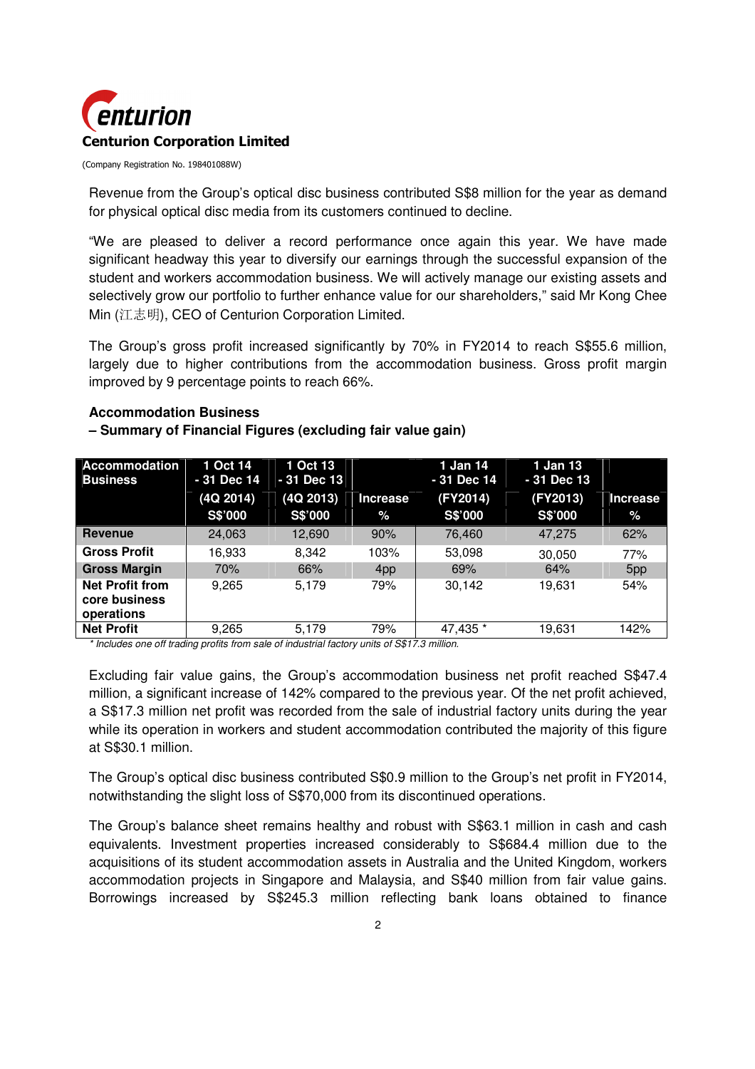Revenue from the Group's optical disc business contributed S$8 million for the year as demand for physical optical disc media from its customers continued to decline.

"We are pleased to deliver a record performance once again this year. We have made significant headway this year to diversify our earnings through the successful expansion of the student and workers accommodation business. We will actively manage our existing assets and selectively grow our portfolio to further enhance value for our shareholders," said Mr Kong Chee Min (江志明), CEO of Centurion Corporation Limited.

The Group's gross profit increased significantly by 70% in FY2014 to reach S$55.6 million, largely due to higher contributions from the accommodation business. Gross profit margin improved by 9 percentage points to reach 66%.

**Accommodation Business**
**– Summary of Financial Figures (excluding fair value gain)**

| Accommodation Business | 1 Oct 14 - 31 Dec 14 (4Q 2014) S$'000 | 1 Oct 13 - 31 Dec 13 (4Q 2013) S$'000 | Increase % | 1 Jan 14 - 31 Dec 14 (FY2014) S$'000 | 1 Jan 13 - 31 Dec 13 (FY2013) S$'000 | Increase % |
|---|---|---|---|---|---|---|
| **Revenue** | 24,063 | 12,690 | 90% | 76,460 | 47,275 | 62% |
| **Gross Profit** | 16,933 | 8,342 | 103% | 53,098 | 30,050 | 77% |
| **Gross Margin** | 70% | 66% | 4pp | 69% | 64% | 5pp |
| **Net Profit from core business operations** | 9,265 | 5,179 | 79% | 30,142 | 19,631 | 54% |
| **Net Profit** | 9,265 | 5,179 | 79% | 47,435 * | 19,631 | 142% |

*\* Includes one off trading profits from sale of industrial factory units of S$17.3 million.*

Excluding fair value gains, the Group's accommodation business net profit reached S$47.4 million, a significant increase of 142% compared to the previous year. Of the net profit achieved, a S$17.3 million net profit was recorded from the sale of industrial factory units during the year while its operation in workers and student accommodation contributed the majority of this figure at S$30.1 million.

The Group's optical disc business contributed S$0.9 million to the Group's net profit in FY2014, notwithstanding the slight loss of S$70,000 from its discontinued operations.

The Group's balance sheet remains healthy and robust with S$63.1 million in cash and cash equivalents. Investment properties increased considerably to S$684.4 million due to the acquisitions of its student accommodation assets in Australia and the United Kingdom, workers accommodation projects in Singapore and Malaysia, and S$40 million from fair value gains. Borrowings increased by S$245.3 million reflecting bank loans obtained to finance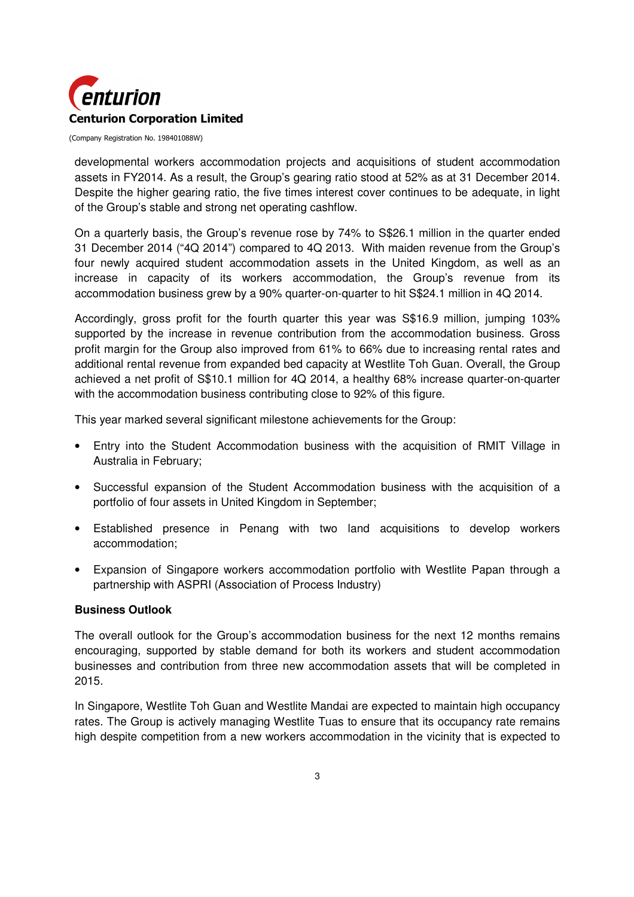developmental workers accommodation projects and acquisitions of student accommodation assets in FY2014. As a result, the Group's gearing ratio stood at 52% as at 31 December 2014. Despite the higher gearing ratio, the five times interest cover continues to be adequate, in light of the Group's stable and strong net operating cashflow.

On a quarterly basis, the Group's revenue rose by 74% to S$26.1 million in the quarter ended 31 December 2014 ("4Q 2014") compared to 4Q 2013. With maiden revenue from the Group's four newly acquired student accommodation assets in the United Kingdom, as well as an increase in capacity of its workers accommodation, the Group's revenue from its accommodation business grew by a 90% quarter-on-quarter to hit S$24.1 million in 4Q 2014.

Accordingly, gross profit for the fourth quarter this year was S$16.9 million, jumping 103% supported by the increase in revenue contribution from the accommodation business. Gross profit margin for the Group also improved from 61% to 66% due to increasing rental rates and additional rental revenue from expanded bed capacity at Westlite Toh Guan. Overall, the Group achieved a net profit of S$10.1 million for 4Q 2014, a healthy 68% increase quarter-on-quarter with the accommodation business contributing close to 92% of this figure.

This year marked several significant milestone achievements for the Group:

- Entry into the Student Accommodation business with the acquisition of RMIT Village in Australia in February;
- Successful expansion of the Student Accommodation business with the acquisition of a portfolio of four assets in United Kingdom in September;
- Established presence in Penang with two land acquisitions to develop workers accommodation;
- Expansion of Singapore workers accommodation portfolio with Westlite Papan through a partnership with ASPRI (Association of Process Industry)

**Business Outlook**

The overall outlook for the Group's accommodation business for the next 12 months remains encouraging, supported by stable demand for both its workers and student accommodation businesses and contribution from three new accommodation assets that will be completed in 2015.

In Singapore, Westlite Toh Guan and Westlite Mandai are expected to maintain high occupancy rates. The Group is actively managing Westlite Tuas to ensure that its occupancy rate remains high despite competition from a new workers accommodation in the vicinity that is expected to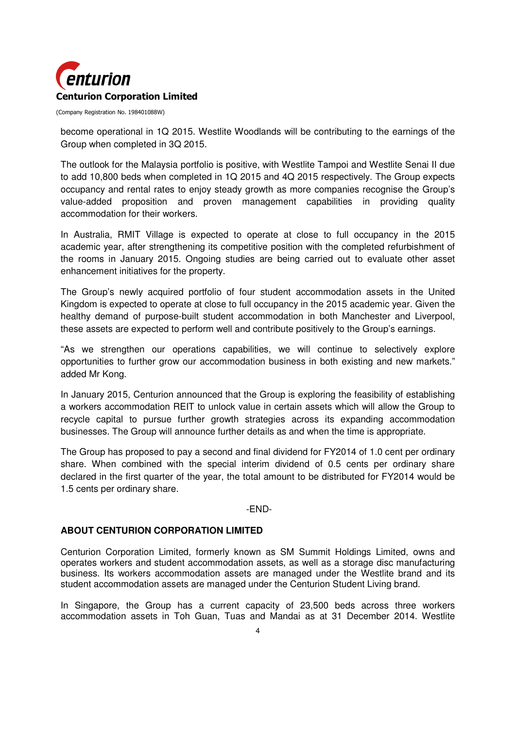become operational in 1Q 2015. Westlite Woodlands will be contributing to the earnings of the Group when completed in 3Q 2015.

The outlook for the Malaysia portfolio is positive, with Westlite Tampoi and Westlite Senai II due to add 10,800 beds when completed in 1Q 2015 and 4Q 2015 respectively. The Group expects occupancy and rental rates to enjoy steady growth as more companies recognise the Group's value-added proposition and proven management capabilities in providing quality accommodation for their workers.

In Australia, RMIT Village is expected to operate at close to full occupancy in the 2015 academic year, after strengthening its competitive position with the completed refurbishment of the rooms in January 2015. Ongoing studies are being carried out to evaluate other asset enhancement initiatives for the property.

The Group's newly acquired portfolio of four student accommodation assets in the United Kingdom is expected to operate at close to full occupancy in the 2015 academic year. Given the healthy demand of purpose-built student accommodation in both Manchester and Liverpool, these assets are expected to perform well and contribute positively to the Group's earnings.

"As we strengthen our operations capabilities, we will continue to selectively explore opportunities to further grow our accommodation business in both existing and new markets." added Mr Kong.

In January 2015, Centurion announced that the Group is exploring the feasibility of establishing a workers accommodation REIT to unlock value in certain assets which will allow the Group to recycle capital to pursue further growth strategies across its expanding accommodation businesses. The Group will announce further details as and when the time is appropriate.

The Group has proposed to pay a second and final dividend for FY2014 of 1.0 cent per ordinary share. When combined with the special interim dividend of 0.5 cents per ordinary share declared in the first quarter of the year, the total amount to be distributed for FY2014 would be 1.5 cents per ordinary share.

-END-

**ABOUT CENTURION CORPORATION LIMITED**

Centurion Corporation Limited, formerly known as SM Summit Holdings Limited, owns and operates workers and student accommodation assets, as well as a storage disc manufacturing business. Its workers accommodation assets are managed under the Westlite brand and its student accommodation assets are managed under the Centurion Student Living brand.

In Singapore, the Group has a current capacity of 23,500 beds across three workers accommodation assets in Toh Guan, Tuas and Mandai as at 31 December 2014. Westlite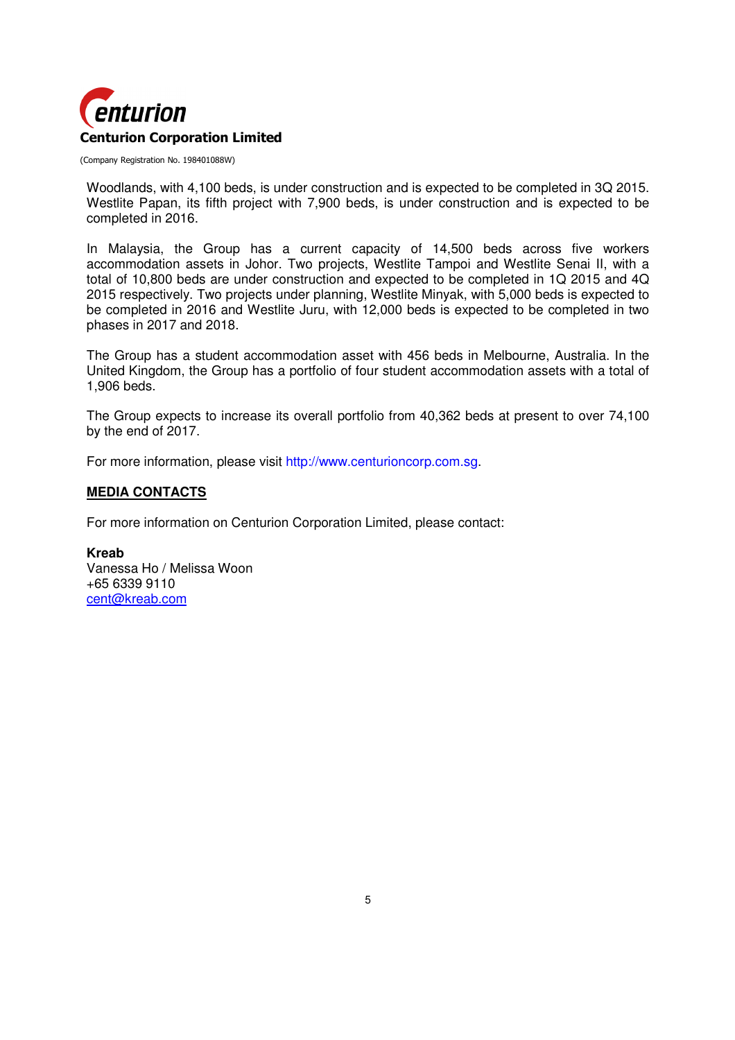Woodlands, with 4,100 beds, is under construction and is expected to be completed in 3Q 2015. Westlite Papan, its fifth project with 7,900 beds, is under construction and is expected to be completed in 2016.

In Malaysia, the Group has a current capacity of 14,500 beds across five workers accommodation assets in Johor. Two projects, Westlite Tampoi and Westlite Senai II, with a total of 10,800 beds are under construction and expected to be completed in 1Q 2015 and 4Q 2015 respectively. Two projects under planning, Westlite Minyak, with 5,000 beds is expected to be completed in 2016 and Westlite Juru, with 12,000 beds is expected to be completed in two phases in 2017 and 2018.

The Group has a student accommodation asset with 456 beds in Melbourne, Australia. In the United Kingdom, the Group has a portfolio of four student accommodation assets with a total of 1,906 beds.

The Group expects to increase its overall portfolio from 40,362 beds at present to over 74,100 by the end of 2017.

For more information, please visit http://www.centurioncorp.com.sg.

## MEDIA CONTACTS

For more information on Centurion Corporation Limited, please contact:

**Kreab**
Vanessa Ho / Melissa Woon
+65 6339 9110
cent@kreab.com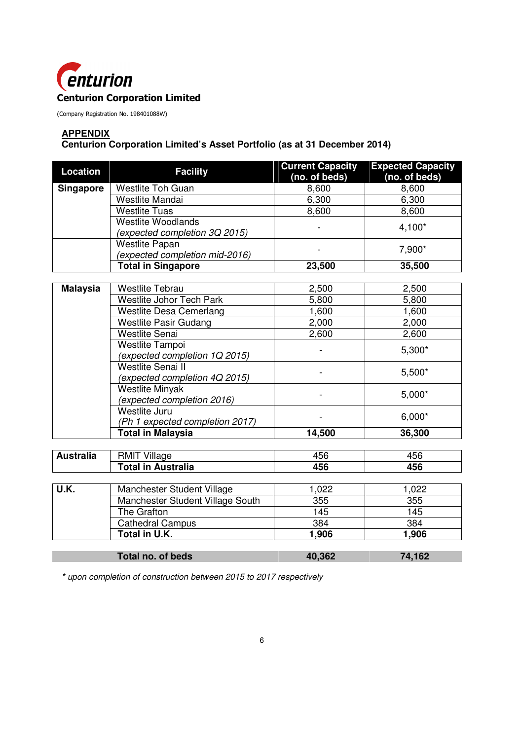Centurion Corporation Limited

(Company Registration No. 198401088W)

## APPENDIX

**Centurion Corporation Limited's Asset Portfolio (as at 31 December 2014)**

| Location | Facility | Current Capacity (no. of beds) | Expected Capacity (no. of beds) |
|---|---|---|---|
| **Singapore** | Westlite Toh Guan | 8,600 | 8,600 |
| | Westlite Mandai | 6,300 | 6,300 |
| | Westlite Tuas | 8,600 | 8,600 |
| | Westlite Woodlands *(expected completion 3Q 2015)* | - | 4,100* |
| | Westlite Papan *(expected completion mid-2016)* | - | 7,900* |
| | **Total in Singapore** | **23,500** | **35,500** |
| **Malaysia** | Westlite Tebrau | 2,500 | 2,500 |
| | Westlite Johor Tech Park | 5,800 | 5,800 |
| | Westlite Desa Cemerlang | 1,600 | 1,600 |
| | Westlite Pasir Gudang | 2,000 | 2,000 |
| | Westlite Senai | 2,600 | 2,600 |
| | Westlite Tampoi *(expected completion 1Q 2015)* | - | 5,300* |
| | Westlite Senai II *(expected completion 4Q 2015)* | - | 5,500* |
| | Westlite Minyak *(expected completion 2016)* | - | 5,000* |
| | Westlite Juru *(Ph 1 expected completion 2017)* | - | 6,000* |
| | **Total in Malaysia** | **14,500** | **36,300** |
| **Australia** | RMIT Village | 456 | 456 |
| | **Total in Australia** | **456** | **456** |
| **U.K.** | Manchester Student Village | 1,022 | 1,022 |
| | Manchester Student Village South | 355 | 355 |
| | The Grafton | 145 | 145 |
| | Cathedral Campus | 384 | 384 |
| | **Total in U.K.** | **1,906** | **1,906** |
| | **Total no. of beds** | **40,362** | **74,162** |

*\* upon completion of construction between 2015 to 2017 respectively*